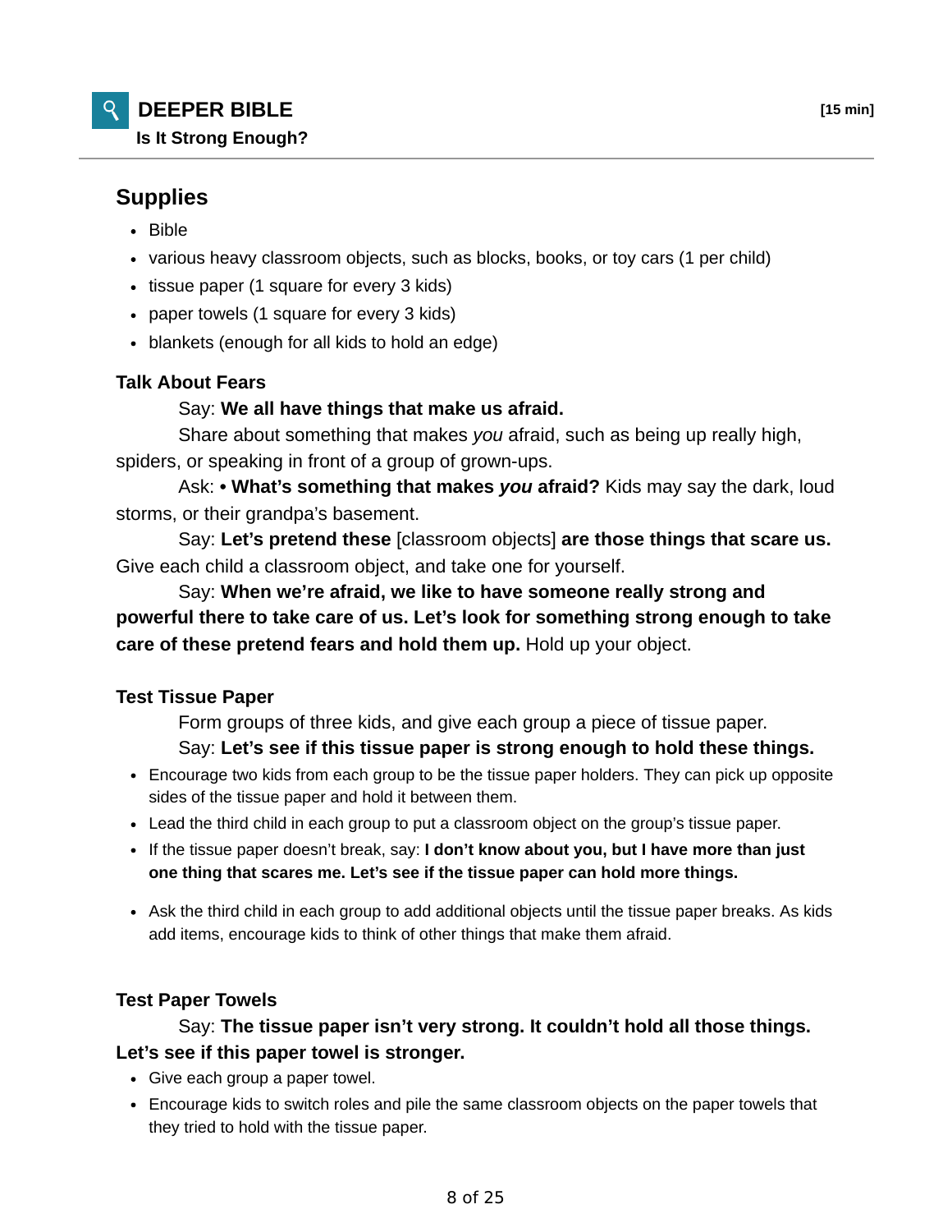## DEEPER BIBLE

**Is It Strong Enough?**

**[15 min]**

### Supples

- Bible
- various heavy classroom objects, such as blocks, books, or toy cars (1 per child)
- tissue paper (1 square for every 3 kids)
- paper towels (1 square for every 3 kids)
- blankets (enough for all kids to hold an edge)

#### Talk About Fears

Say: **We all have things that make us afraid.**

Share about something that makes *you* afraid, such as being up really high, spiders, or speaking in front of a group of grown-ups.

Ask: **• What's something that makes *you* afraid?** Kids may say the dark, loud storms, or their grandpa's basement.

Say: **Let's pretend these** [classroom objects] **are those things that scare us.** Give each child a classroom object, and take one for yourself.

Say: **When we're afraid, we like to have someone really strong and powerful there to take care of us. Let's look for something strong enough to take care of these pretend fears and hold them up.** Hold up your object.

#### Test Tissue Paper

Form groups of three kids, and give each group a piece of tissue paper.

Say: **Let's see if this tissue paper is strong enough to hold these things.**

- Encourage two kids from each group to be the tissue paper holders. They can pick up opposite sides of the tissue paper and hold it between them.
- Lead the third child in each group to put a classroom object on the group's tissue paper.
- If the tissue paper doesn't break, say: **I don't know about you, but I have more than just one thing that scares me. Let's see if the tissue paper can hold more things.**
- Ask the third child in each group to add additional objects until the tissue paper breaks. As kids add items, encourage kids to think of other things that make them afraid.

#### Test Paper Towels

Say: **The tissue paper isn't very strong. It couldn't hold all those things. Let's see if this paper towel is stronger.**

- Give each group a paper towel.
- Encourage kids to switch roles and pile the same classroom objects on the paper towels that they tried to hold with the tissue paper.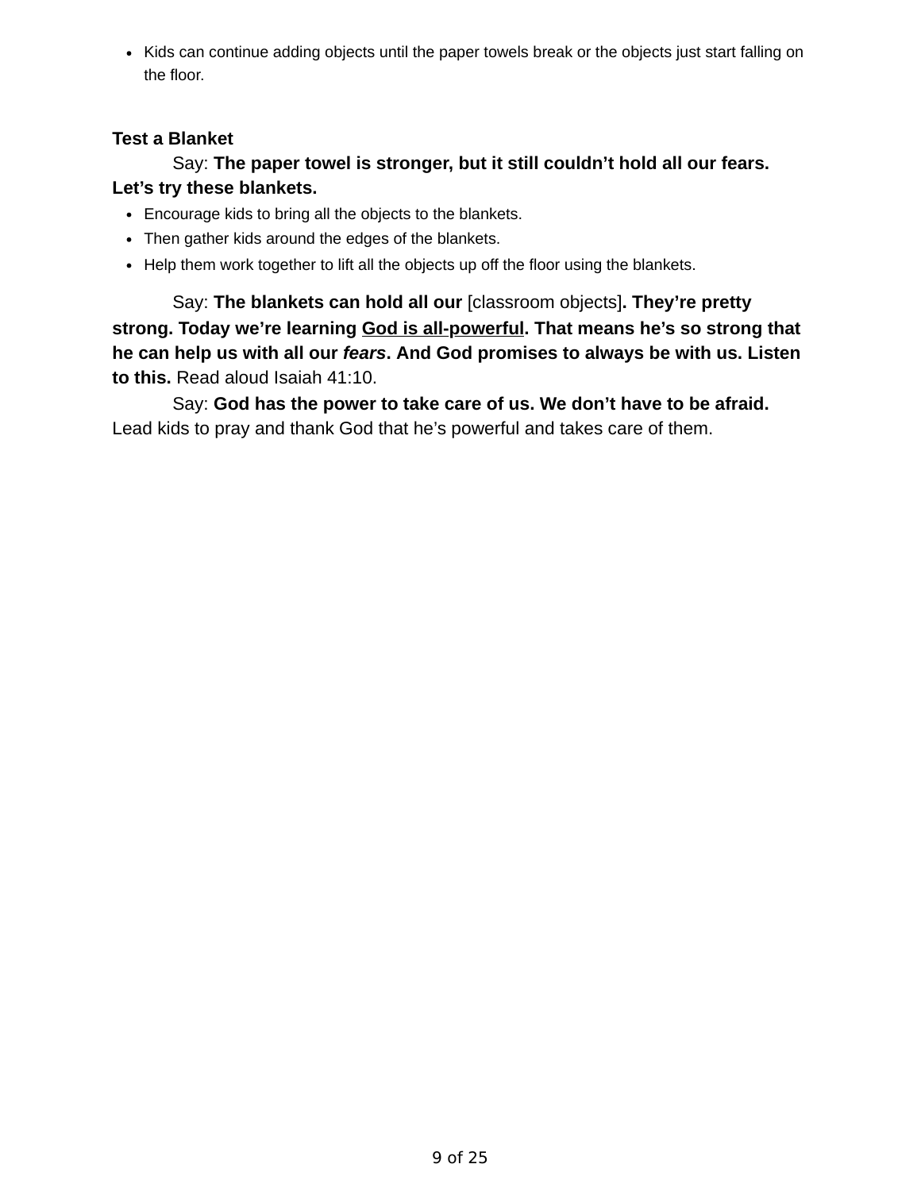- Kids can continue adding objects until the paper towels break or the objects just start falling on the floor.

**Test a Blanket**

Say: **The paper towel is stronger, but it still couldn't hold all our fears. Let's try these blankets.**

- Encourage kids to bring all the objects to the blankets.
- Then gather kids around the edges of the blankets.
- Help them work together to lift all the objects up off the floor using the blankets.

Say: **The blankets can hold all our** [classroom objects]**. They're pretty strong. Today we're learning <u>God is all-powerful</u>. That means he's so strong that he can help us with all our *fears*. And God promises to always be with us. Listen to this.** Read aloud Isaiah 41:10.

Say: **God has the power to take care of us. We don't have to be afraid.** Lead kids to pray and thank God that he's powerful and takes care of them.